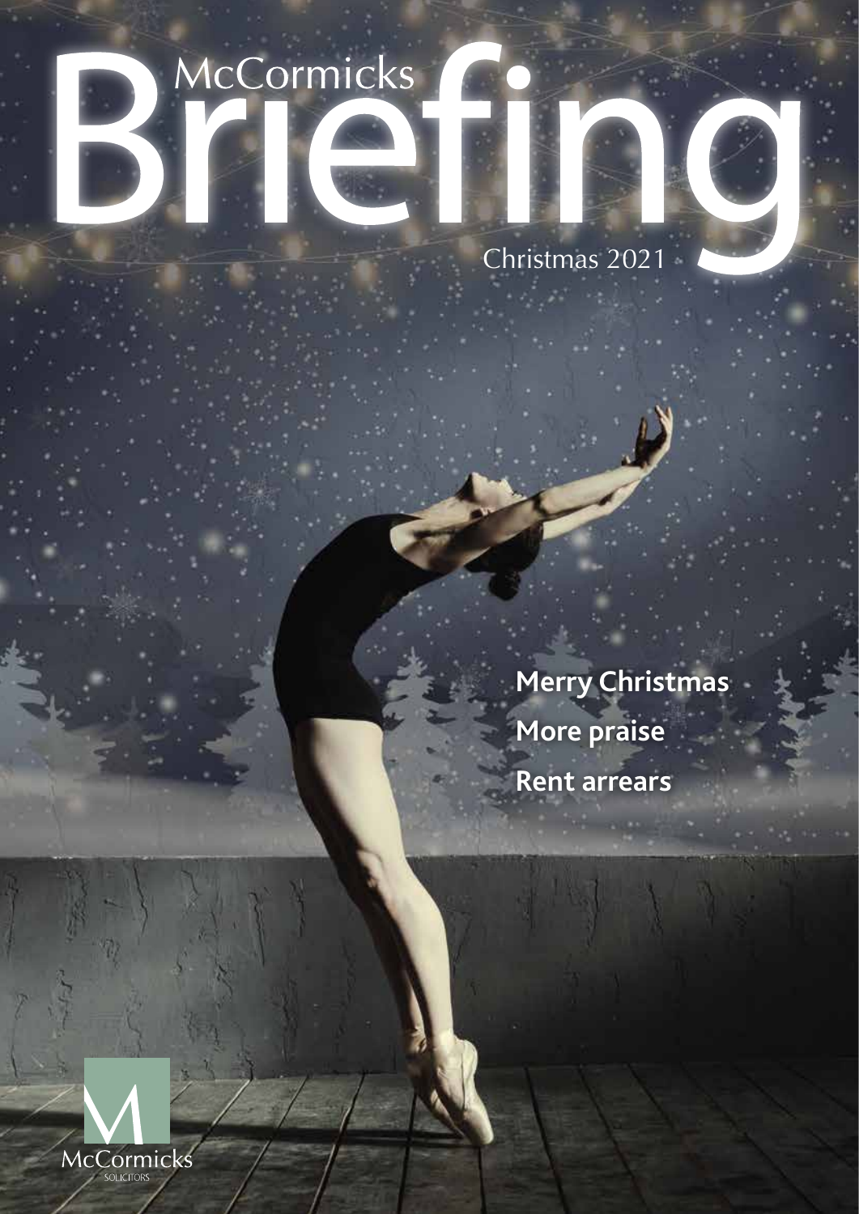# McCormicks Briefing

Christmas 2021

**Merry Christmas**

**More praise**

**Rent arrears**

McCormicks SOLICITORS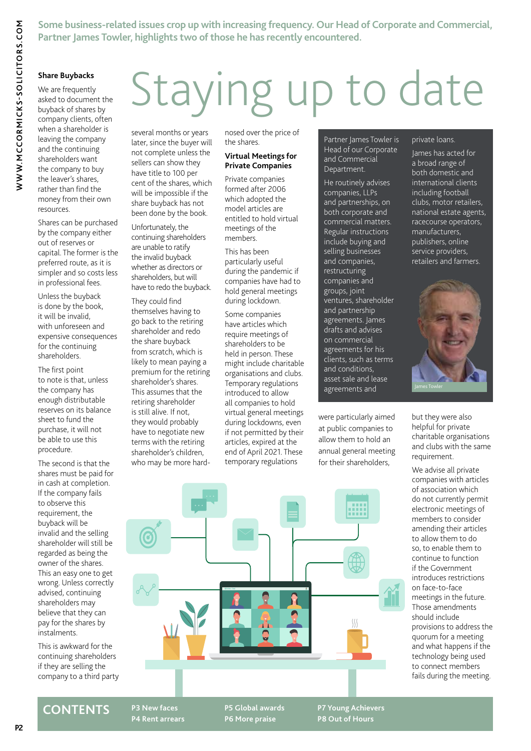Some business-related issues crop up with increasing frequency. Our Head of Corporate and Commercial, Partner James Towler, highlights two of those he has recently encountered.

# Staying up to date

## Share Buybacks

We are frequently asked to document the buyback of shares by company clients, often when a shareholder is leaving the company and the continuing shareholders want the company to buy the leaver's shares, rather than find the money from their own resources.

Shares can be purchased by the company either out of reserves or capital. The former is the preferred route, as it is simpler and so costs less in professional fees.

Unless the buyback is done by the book, it will be invalid, with unforeseen and expensive consequences for the continuing shareholders.

The first point to note is that, unless the company has enough distributable reserves on its balance sheet to fund the purchase, it will not be able to use this procedure.

The second is that the shares must be paid for in cash at completion. If the company fails to observe this requirement, the buyback will be invalid and the selling shareholder will still be regarded as being the owner of the shares. This an easy one to get wrong. Unless correctly advised, continuing shareholders may believe that they can pay for the shares by instalments.

This is awkward for the continuing shareholders if they are selling the company to a third party several months or years later, since the buyer will not complete unless the sellers can show they have title to 100 per cent of the shares, which will be impossible if the share buyback has not been done by the book.

Unfortunately, the continuing shareholders are unable to ratify the invalid buyback whether as directors or shareholders, but will have to redo the buyback.

They could find themselves having to go back to the retiring shareholder and redo the share buyback from scratch, which is likely to mean paying a premium for the retiring shareholder's shares. This assumes that the retiring shareholder is still alive. If not, they would probably have to negotiate new terms with the retiring shareholder's children, who may be more hard-nosed over the price of the shares.

## Virtual Meetings for Private Companies

Private companies formed after 2006 which adopted the model articles are entitled to hold virtual meetings of the members.

This has been particularly useful during the pandemic if companies have had to hold general meetings during lockdown.

Some companies have articles which require meetings of shareholders to be held in person. These might include charitable organisations and clubs. Temporary regulations introduced to allow all companies to hold virtual general meetings during lockdowns, even if not permitted by their articles, expired at the end of April 2021. These temporary regulations were particularly aimed at public companies to allow them to hold an annual general meeting for their shareholders, but they were also helpful for private charitable companies and clubs with the same requirement.

We advise all private companies with articles of association which do not currently permit electronic meetings of members to consider amending their articles to allow them to do so, to enable them to continue to function if the Government introduces restrictions on face-to-face meetings in the future. Those amendments should include provisions to address the quorum for a meeting and what happens if the technology being used to connect members fails during the meeting.

---

Partner James Towler is Head of our Corporate and Commercial Department.

He routinely advises companies, LLPs and partnerships, on both corporate and commercial matters. Regular instructions include buying and selling businesses and companies, restructuring companies and groups, joint ventures, shareholder and partnership agreements. James drafts and advises on commercial agreements for his clients, such as terms and conditions, asset sale and lease agreements and private loans.

James has acted for a broad range of both domestic and international clients including football clubs, motor retailers, national estate agents, racecourse operators, manufacturers, publishers, online service providers, retailers and farmers.

James Towler

---

## CONTENTS

- P3 New faces
- P4 Rent arrears
- P5 Global awards
- P6 More praise
- P7 Young Achievers
- P8 Out of Hours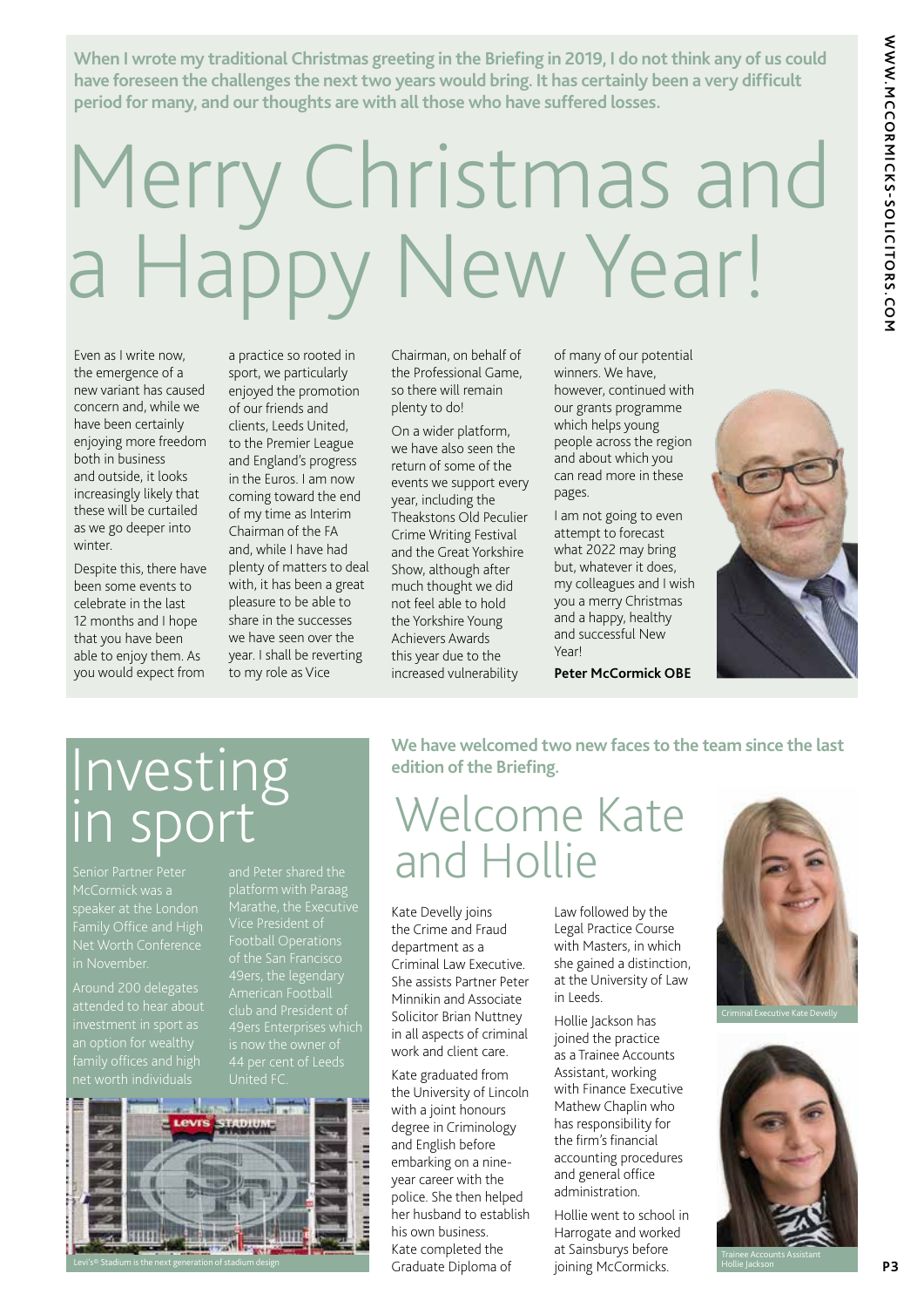**When I wrote my traditional Christmas greeting in the Briefing in 2019, I do not think any of us could have foreseen the challenges the next two years would bring. It has certainly been a very difficult period for many, and our thoughts are with all those who have suffered losses.**

# Merry Christmas and a Happy New Year!

Even as I write now, the emergence of a new variant has caused concern and, while we have been certainly enjoying more freedom both in business and outside, it looks increasingly likely that these will be curtailed as we go deeper into winter.

Despite this, there have been some events to celebrate in the last 12 months and I hope that you have been able to enjoy them. As you would expect from a practice so rooted in sport, we particularly enjoyed the promotion of our friends and clients, Leeds United, to the Premier League and England's progress in the Euros. I am now coming toward the end of my time as Interim Chairman of the FA and, while I have had plenty of matters to deal with, it has been a great pleasure to be able to share in the successes we have seen over the year. I shall be reverting to my role as Vice Chairman, on behalf of the Professional Game, so there will remain plenty to do!

On a wider platform, we have also seen the return of some of the events we support every year, including the Theakstons Old Peculier Crime Writing Festival and the Great Yorkshire Show, although after much thought we did not feel able to hold the Yorkshire Young Achievers Awards this year due to the increased vulnerability of many of our potential winners. We have, however, continued with our grants programme which helps young people across the region and about which you can read more in these pages.

I am not going to even attempt to forecast what 2022 may bring but, whatever it does, my colleagues and I wish you a merry Christmas and a happy, healthy and successful New Year!

**Peter McCormick OBE**

# Investing in sport

Senior Partner Peter McCormick was a speaker at the London Family Office and High Net Worth Conference in November.

Around 200 delegates attended to hear about investment in sport as an option for wealthy family offices and high net worth individuals and Peter shared the platform with Paraag Marathe, the Executive Vice President of Football Operations of the San Francisco 49ers, the legendary American Football club and President of 49ers Enterprises which is now the owner of 44 per cent of Leeds United FC.

Levi's® Stadium is the next generation of stadium design

**We have welcomed two new faces to the team since the last edition of the Briefing.**

# Welcome Kate and Hollie

Kate Develly joins the Crime and Fraud department as a Criminal Law Executive. She assists Partner Peter Minnikin and Associate Solicitor Brian Nuttney in all aspects of criminal work and client care.

Kate graduated from the University of Lincoln with a joint honours degree in Criminology and English before embarking on a nine-year career with the police. She then helped her husband to establish his own business. Kate completed the Graduate Diploma of Law followed by the Legal Practice Course with Masters, in which she gained a distinction, at the University of Law in Leeds.

Hollie Jackson has joined the practice as a Trainee Accounts Assistant, working with Finance Executive Mathew Chaplin who has responsibility for the firm's financial accounting procedures and general office administration.

Hollie went to school in Harrogate and worked at Sainsburys before joining McCormicks.

Criminal Executive Kate Develly

Trainee Accounts Assistant Hollie Jackson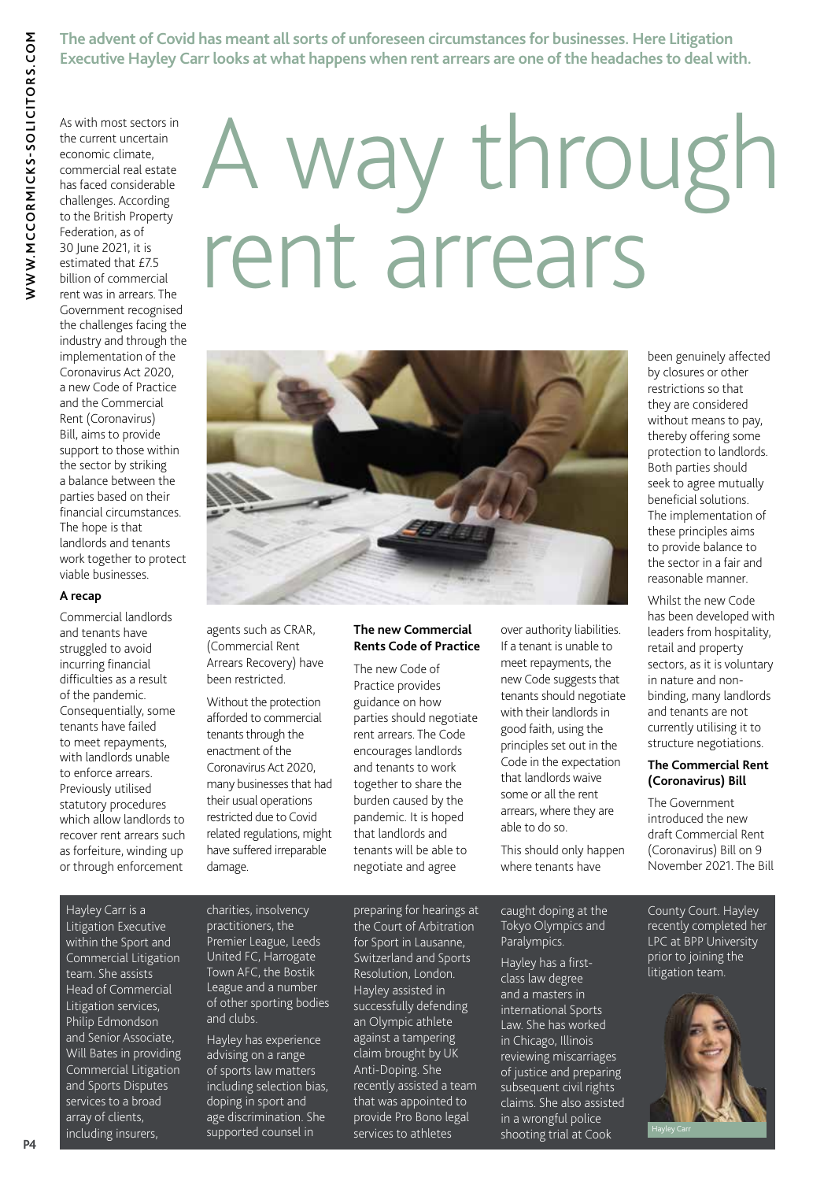**The advent of Covid has meant all sorts of unforeseen circumstances for businesses. Here Litigation Executive Hayley Carr looks at what happens when rent arrears are one of the headaches to deal with.**

# A way through rent arrears

As with most sectors in the current uncertain economic climate, commercial real estate has faced considerable challenges. According to the British Property Federation, as of 30 June 2021, it is estimated that £7.5 billion of commercial rent was in arrears. The Government recognised the challenges facing the industry and through the implementation of the Coronavirus Act 2020, a new Code of Practice and the Commercial Rent (Coronavirus) Bill, aims to provide support to those within the sector by striking a balance between the parties based on their financial circumstances. The hope is that landlords and tenants work together to protect viable businesses.

### A recap

Commercial landlords and tenants have struggled to avoid incurring financial difficulties as a result of the pandemic. Consequentially, some tenants have failed to meet repayments, with landlords unable to enforce arrears. Previously utilised statutory procedures which allow landlords to recover rent arrears such as forfeiture, winding up or through enforcement agents such as CRAR, (Commercial Rent Arrears Recovery) have been restricted.

Without the protection afforded to commercial tenants through the enactment of the Coronavirus Act 2020, many businesses that had their usual operations restricted due to Covid related regulations, might have suffered irreparable damage.

### The new Commercial Rents Code of Practice

The new Code of Practice provides guidance on how parties should negotiate rent arrears. The Code encourages landlords and tenants to work together to share the burden caused by the pandemic. It is hoped that landlords and tenants will be able to negotiate and agree over authority liabilities. If a tenant is unable to meet repayments, the new Code suggests that tenants should negotiate with their landlords in good faith, using the principles set out in the Code in the expectation that landlords waive some or all the rent arrears, where they are able to do so.

This should only happen where tenants have been genuinely affected by closures or other restrictions so that they are considered without means to pay, thereby offering some protection to landlords. Both parties should seek to agree mutually beneficial solutions. The implementation of these principles aims to provide balance to the sector in a fair and reasonable manner.

Whilst the new Code has been developed with leaders from hospitality, retail and property sectors, as it is voluntary in nature and non-binding, many landlords and tenants are not currently utilising it to structure negotiations.

### The Commercial Rent (Coronavirus) Bill

The Government introduced the new draft Commercial Rent (Coronavirus) Bill on 9 November 2021. The Bill

---

Hayley Carr is a Litigation Executive within the Sport and Commercial Litigation team. She assists Head of Commercial Litigation services, Philip Edmondson and Senior Associate, Will Bates in providing Commercial Litigation and Sports Disputes services to a broad array of clients, including insurers, charities, insolvency practitioners, the Premier League, Leeds United FC, Harrogate Town AFC, the Bostik League and a number of other sporting bodies and clubs.

Hayley has experience advising on a range of sports law matters including selection bias, doping in sport and age discrimination. She supported counsel in preparing for hearings at the Court of Arbitration for Sport in Lausanne, Switzerland and Sports Resolution, London. Hayley assisted in successfully defending an Olympic athlete against a tampering claim brought by UK Anti-Doping. She recently assisted a team that was appointed to provide Pro Bono legal services to athletes caught doping at the Tokyo Olympics and Paralympics.

Hayley has a first-class law degree and a masters in international Sports Law. She has worked in Chicago, Illinois reviewing miscarriages of justice and preparing subsequent civil rights claims. She also assisted in a wrongful police shooting trial at Cook County Court. Hayley recently completed her LPC at BPP University prior to joining the litigation team.

Hayley Carr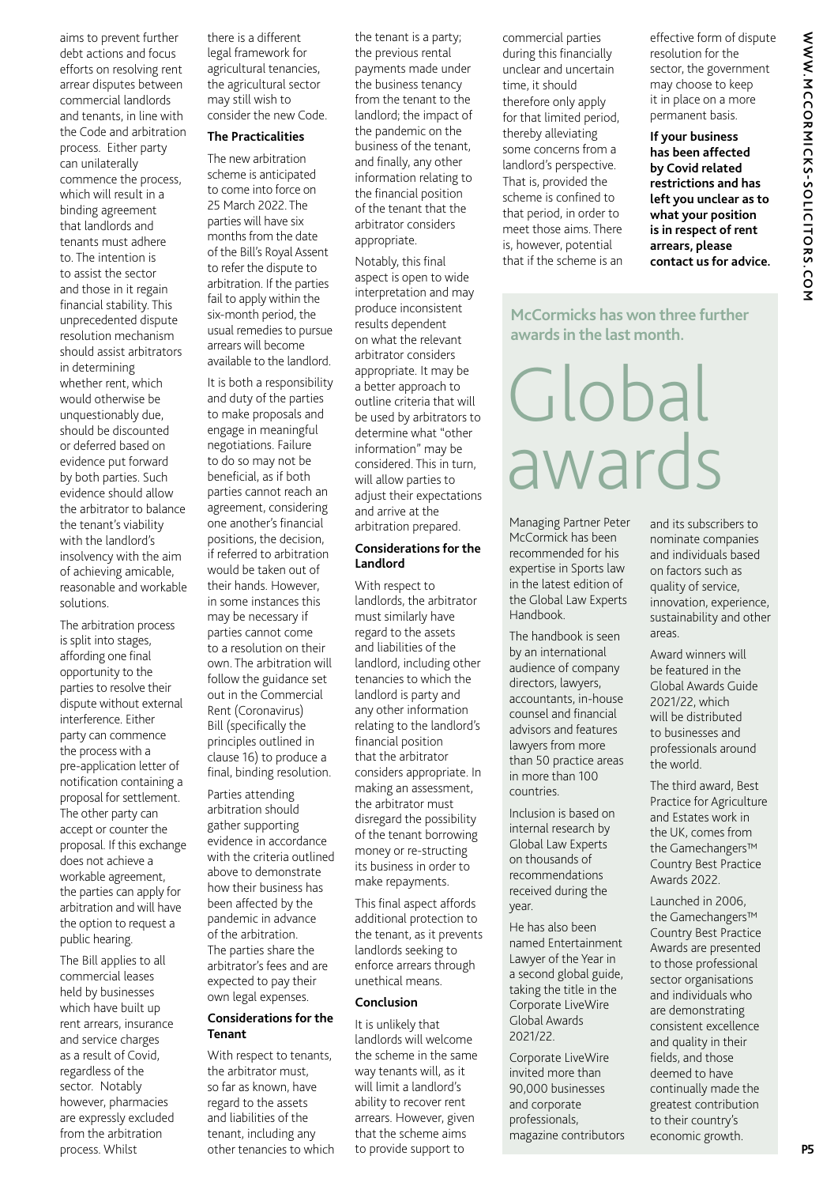aims to prevent further debt actions and focus efforts on resolving rent arrear disputes between commercial landlords and tenants, in line with the Code and arbitration process. Either party can unilaterally commence the process, which will result in a binding agreement that landlords and tenants must adhere to. The intention is to assist the sector and those in it regain financial stability. This unprecedented dispute resolution mechanism should assist arbitrators in determining whether rent, which would otherwise be unquestionably due, should be discounted or deferred based on evidence put forward by both parties. Such evidence should allow the arbitrator to balance the tenant's viability with the landlord's insolvency with the aim of achieving amicable, reasonable and workable solutions.

The arbitration process is split into stages, affording one final opportunity to the parties to resolve their dispute without external interference. Either party can commence the process with a pre-application letter of notification containing a proposal for settlement. The other party can accept or counter the proposal. If this exchange does not achieve a workable agreement, the parties can apply for arbitration and will have the option to request a public hearing.

The Bill applies to all commercial leases held by businesses which have built up rent arrears, insurance and service charges as a result of Covid, regardless of the sector. Notably however, pharmacies are expressly excluded from the arbitration process. Whilst there is a different legal framework for agricultural tenancies, the agricultural sector may still wish to consider the new Code.

### The Practicalities

The new arbitration scheme is anticipated to come into force on 25 March 2022. The parties will have six months from the date of the Bill's Royal Assent to refer the dispute to arbitration. If the parties fail to apply within the six-month period, the usual remedies to pursue arrears will become available to the landlord.

It is both a responsibility and duty of the parties to make proposals and engage in meaningful negotiations. Failure to do so may not be beneficial, as if both parties cannot reach an agreement, considering one another's financial positions, the decision, if referred to arbitration would be taken out of their hands. However, in some instances this may be necessary if parties cannot come to a resolution on their own. The arbitration will follow the guidance set out in the Commercial Rent (Coronavirus) Bill (specifically the principles outlined in clause 16) to produce a final, binding resolution.

Parties attending arbitration should gather supporting evidence in accordance with the criteria outlined above to demonstrate how their business has been affected by the pandemic in advance of the arbitration. The parties share the arbitrator's fees and are expected to pay their own legal expenses.

### Considerations for the Tenant

With respect to tenants, the arbitrator must, so far as known, have regard to the assets and liabilities of the tenant, including any other tenancies to which the tenant is a party; the previous rental payments made under the business tenancy from the tenant to the landlord; the impact of the pandemic on the business of the tenant, and finally, any other information relating to the financial position of the tenant that the arbitrator considers appropriate.

Notably, this final aspect is open to wide interpretation and may produce inconsistent results dependent on what the relevant arbitrator considers appropriate. It may be a better approach to outline criteria that will be used by arbitrators to determine what "other information" may be considered. This in turn, will allow parties to adjust their expectations and arrive at the arbitration prepared.

### Considerations for the Landlord

With respect to landlords, the arbitrator must similarly have regard to the assets and liabilities of the landlord, including other tenancies to which the landlord is party and any other information relating to the landlord's financial position that the arbitrator considers appropriate. In making an assessment, the arbitrator must disregard the possibility of the tenant borrowing money or re-structing its business in order to make repayments.

This final aspect affords additional protection to the tenant, as it prevents landlords seeking to enforce arrears through unethical means.

### Conclusion

It is unlikely that landlords will welcome the scheme in the same way tenants will, as it will limit a landlord's ability to recover rent arrears. However, given that the scheme aims to provide support to commercial parties during this financially unclear and uncertain time, it should therefore only apply for that limited period, thereby alleviating some concerns from a landlord's perspective. That is, provided the scheme is confined to that period, in order to meet those aims. There is, however, potential that if the scheme is an effective form of dispute resolution for the sector, the government may choose to keep it in place on a more permanent basis.

**If your business has been affected by Covid related restrictions and has left you unclear as to what your position is in respect of rent arrears, please contact us for advice.**

**McCormicks has won three further awards in the last month.**

# Global awards

Managing Partner Peter McCormick has been recommended for his expertise in Sports law in the latest edition of the Global Law Experts Handbook.

The handbook is seen by an international audience of company directors, lawyers, accountants, in-house counsel and financial advisors and features lawyers from more than 50 practice areas in more than 100 countries.

Inclusion is based on internal research by Global Law Experts on thousands of recommendations received during the year.

He has also been named Entertainment Lawyer of the Year in a second global guide, taking the title in the Corporate LiveWire Global Awards 2021/22.

Corporate LiveWire invited more than 90,000 businesses and corporate professionals, magazine contributors and its subscribers to nominate companies and individuals based on factors such as quality of service, innovation, experience, sustainability and other areas.

Award winners will be featured in the Global Awards Guide 2021/22, which will be distributed to businesses and professionals around the world.

The third award, Best Practice for Agriculture and Estates work in the UK, comes from the Gamechangers™ Country Best Practice Awards 2022.

Launched in 2006, the Gamechangers™ Country Best Practice Awards are presented to those professional sector organisations and individuals who are demonstrating consistent excellence and quality in their fields, and those deemed to have continually made the greatest contribution to their country's economic growth.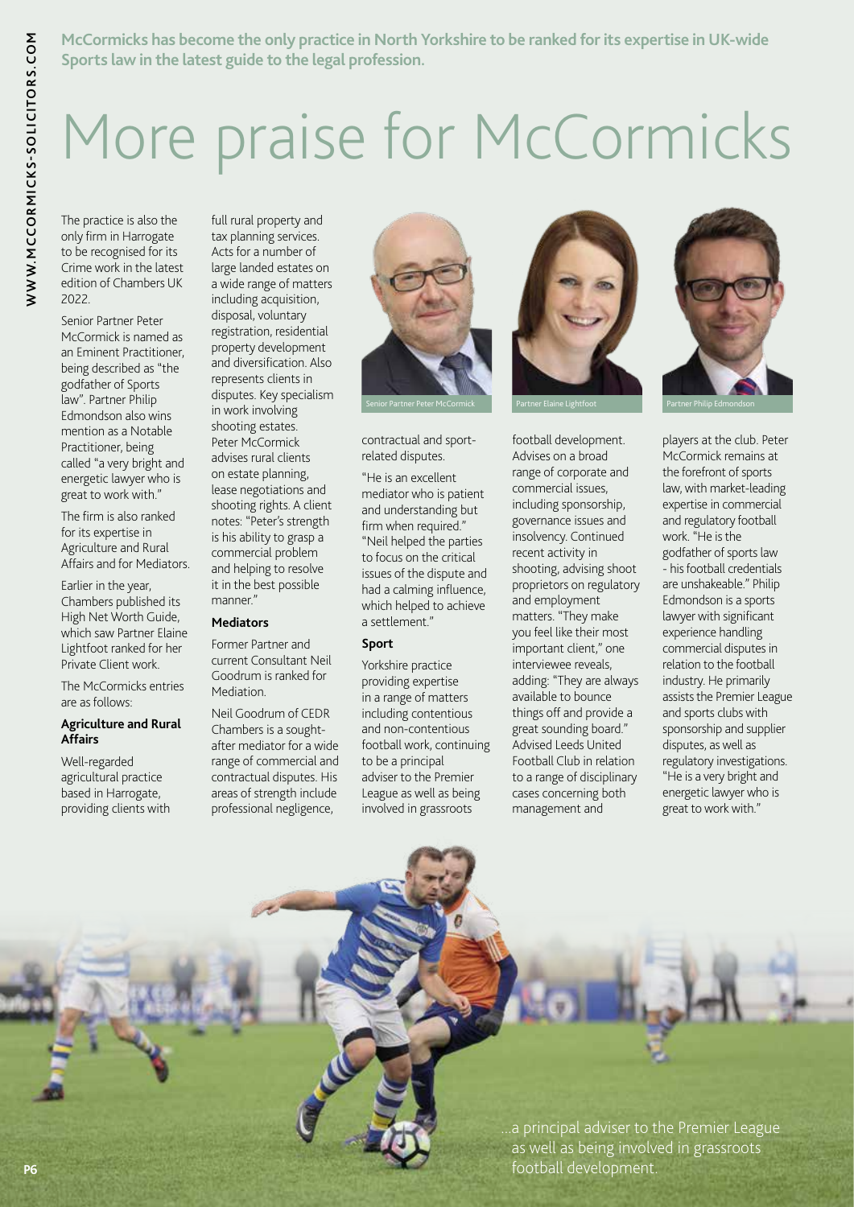McCormicks has become the only practice in North Yorkshire to be ranked for its expertise in UK-wide Sports law in the latest guide to the legal profession.

# More praise for McCormicks

The practice is also the only firm in Harrogate to be recognised for its Crime work in the latest edition of Chambers UK 2022.

Senior Partner Peter McCormick is named as an Eminent Practitioner, being described as "the godfather of Sports law". Partner Philip Edmondson also wins mention as a Notable Practitioner, being called "a very bright and energetic lawyer who is great to work with."

The firm is also ranked for its expertise in Agriculture and Rural Affairs and for Mediators.

Earlier in the year, Chambers published its High Net Worth Guide, which saw Partner Elaine Lightfoot ranked for her Private Client work.

The McCormicks entries are as follows:

**Agriculture and Rural Affairs**

Well-regarded agricultural practice based in Harrogate, providing clients with full rural property and tax planning services. Acts for a number of large landed estates on a wide range of matters including acquisition, disposal, voluntary registration, residential property development and diversification. Also represents clients in disputes. Key specialism in work involving shooting estates. Peter McCormick advises rural clients on estate planning, lease negotiations and shooting rights. A client notes: "Peter's strength is his ability to grasp a commercial problem and helping to resolve it in the best possible manner."

**Mediators**

Former Partner and current Consultant Neil Goodrum is ranked for Mediation.

Neil Goodrum of CEDR Chambers is a sought-after mediator for a wide range of commercial and contractual disputes. His areas of strength include professional negligence, contractual and sport-related disputes.

"He is an excellent mediator who is patient and understanding but firm when required." "Neil helped the parties to focus on the critical issues of the dispute and had a calming influence, which helped to achieve a settlement."

**Sport**

Yorkshire practice providing expertise in a range of matters including contentious and non-contentious football work, continuing to be a principal adviser to the Premier League as well as being involved in grassroots football development. Advises on a broad range of corporate and commercial issues, including sponsorship, governance issues and insolvency. Continued recent activity in shooting, advising shoot proprietors on regulatory and employment matters. "They make you feel like their most important client," one interviewee reveals, adding: "They are always available to bounce things off and provide a great sounding board." Advised Leeds United Football Club in relation to a range of disciplinary cases concerning both management and players at the club. Peter McCormick remains at the forefront of sports law, with market-leading expertise in commercial and regulatory football work. "He is the godfather of sports law - his football credentials are unshakeable." Philip Edmondson is a sports lawyer with significant experience handling commercial disputes in relation to the football industry. He primarily assists the Premier League and sports clubs with sponsorship and supplier disputes, as well as regulatory investigations. "He is a very bright and energetic lawyer who is great to work with."

Senior Partner Peter McCormick

Partner Elaine Lightfoot

Partner Philip Edmondson

...a principal adviser to the Premier League as well as being involved in grassroots football development.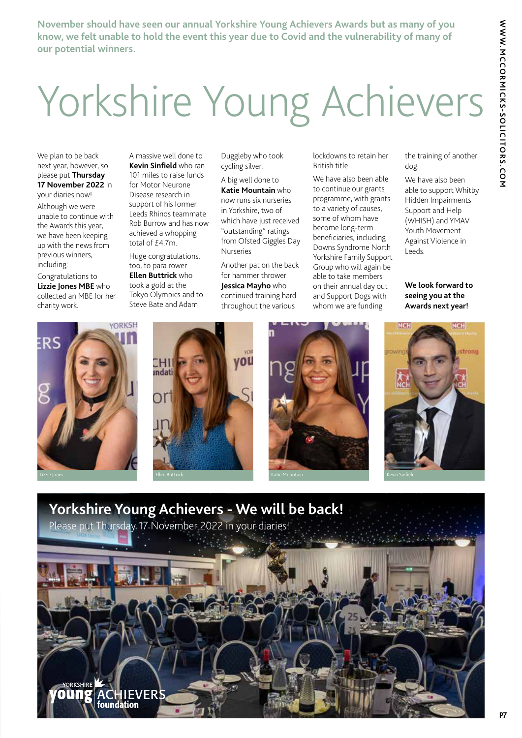November should have seen our annual Yorkshire Young Achievers Awards but as many of you know, we felt unable to hold the event this year due to Covid and the vulnerability of many of our potential winners.

# Yorkshire Young Achievers

We plan to be back next year, however, so please put **Thursday 17 November 2022** in your diaries now!

Although we were unable to continue with the Awards this year, we have been keeping up with the news from previous winners, including:

Congratulations to **Lizzie Jones MBE** who collected an MBE for her charity work.

A massive well done to **Kevin Sinfield** who ran 101 miles to raise funds for Motor Neurone Disease research in support of his former Leeds Rhinos teammate Rob Burrow and has now achieved a whopping total of £4.7m.

Huge congratulations, too, to para rower **Ellen Buttrick** who took a gold at the Tokyo Olympics and to Steve Bate and Adam Duggleby who took cycling silver.

A big well done to **Katie Mountain** who now runs six nurseries in Yorkshire, two of which have just received "outstanding" ratings from Ofsted Giggles Day Nurseries

Another pat on the back for hammer thrower **Jessica Mayho** who continued training hard throughout the various lockdowns to retain her British title.

We have also been able to continue our grants programme, with grants to a variety of causes, some of whom have become long-term beneficiaries, including Downs Syndrome North Yorkshire Family Support Group who will again be able to take members on their annual day out and Support Dogs with whom we are funding the training of another dog.

We have also been able to support Whitby Hidden Impairments Support and Help (WHISH) and YMAV Youth Movement Against Violence in Leeds.

**We look forward to seeing you at the Awards next year!**

Lizzie Jones

Ellen Buttrick

Katie Mountain

Kevin Sinfield

## Yorkshire Young Achievers - We will be back!

Please put Thursday 17 November 2022 in your diaries!

YORKSHIRE young ACHIEVERS foundation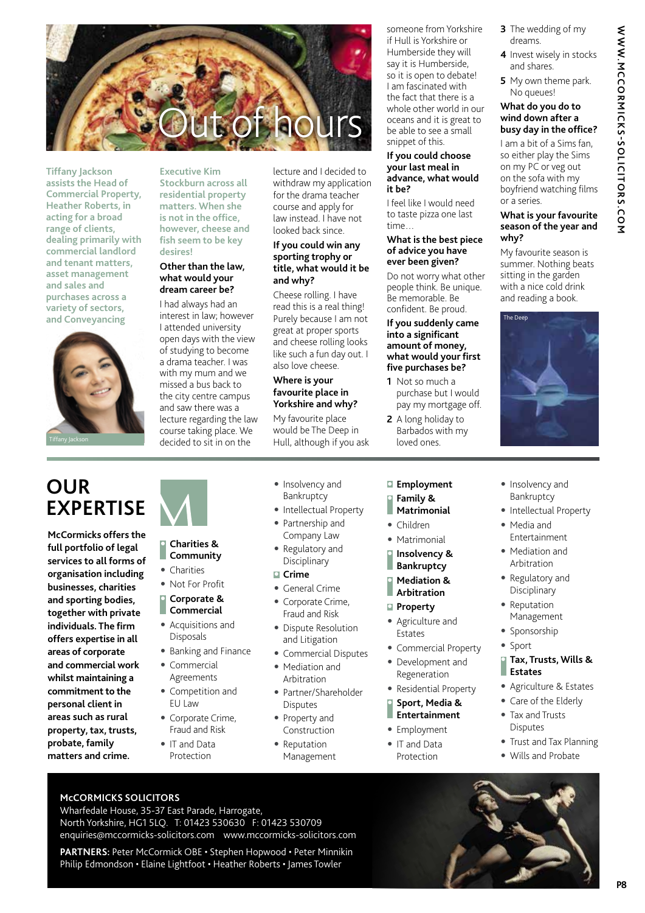# Out of hours

**Tiffany Jackson assists the Head of Commercial Property, Heather Roberts, in acting for a broad range of clients, dealing primarily with commercial landlord and tenant matters, asset management and sales and purchases across a variety of sectors, and Conveyancing**

Tiffany Jackson

**Executive Kim Stockburn across all residential property matters. When she is not in the office, however, cheese and fish seem to be key desires!**

### Other than the law, what would your dream career be?

I had always had an interest in law; however I attended university open days with the view of studying to become a drama teacher. I was with my mum and we missed a bus back to the city centre campus and saw there was a lecture regarding the law course taking place. We decided to sit in on the lecture and I decided to withdraw my application for the drama teacher course and apply for law instead. I have not looked back since.

### If you could win any sporting trophy or title, what would it be and why?

Cheese rolling. I have read this is a real thing! Purely because I am not great at proper sports and cheese rolling looks like such a fun day out. I also love cheese.

### Where is your favourite place in Yorkshire and why?

My favourite place would be The Deep in Hull, although if you ask someone from Yorkshire if Hull is Yorkshire or Humberside they will say it is Humberside, so it is open to debate! I am fascinated with the fact that there is a whole other world in our oceans and it is great to be able to see a small snippet of this.

### If you could choose your last meal in advance, what would it be?

I feel like I would need to taste pizza one last time…

### What is the best piece of advice you have ever been given?

Do not worry what other people think. Be unique. Be memorable. Be confident. Be proud.

### If you suddenly came into a significant amount of money, what would your first five purchases be?

1. Not so much a purchase but I would pay my mortgage off.
2. A long holiday to Barbados with my loved ones.
3. The wedding of my dreams.
4. Invest wisely in stocks and shares.
5. My own theme park. No queues!

### What do you do to wind down after a busy day in the office?

I am a bit of a Sims fan, so either play the Sims on my PC or veg out on the sofa with my boyfriend watching films or a series.

### What is your favourite season of the year and why?

My favourite season is summer. Nothing beats sitting in the garden with a nice cold drink and reading a book.

The Deep

# OUR EXPERTISE

**McCormicks offers the full portfolio of legal services to all forms of organisation including businesses, charities and sporting bodies, together with private individuals. The firm offers expertise in all areas of corporate and commercial work whilst maintaining a commitment to the personal client in areas such as rural property, tax, trusts, probate, family matters and crime.**

**Charities & Community**
- Charities
- Not For Profit

**Corporate & Commercial**
- Acquisitions and Disposals
- Banking and Finance
- Commercial Agreements
- Competition and EU Law
- Corporate Crime, Fraud and Risk
- IT and Data Protection
- Insolvency and Bankruptcy
- Intellectual Property
- Partnership and Company Law
- Regulatory and Disciplinary

**Crime**
- General Crime
- Corporate Crime, Fraud and Risk
- Dispute Resolution and Litigation
- Commercial Disputes
- Mediation and Arbitration
- Partner/Shareholder Disputes
- Property and Construction
- Reputation Management

**Employment**

**Family & Matrimonial**
- Children
- Matrimonial

**Insolvency & Bankruptcy**

**Mediation & Arbitration**

**Property**
- Agriculture and Estates
- Commercial Property
- Development and Regeneration
- Residential Property

**Sport, Media & Entertainment**
- Employment
- IT and Data Protection
- Insolvency and Bankruptcy
- Intellectual Property
- Media and Entertainment
- Mediation and Arbitration
- Regulatory and Disciplinary
- Reputation Management
- Sponsorship
- Sport

**Tax, Trusts, Wills & Estates**
- Agriculture & Estates
- Care of the Elderly
- Tax and Trusts Disputes
- Trust and Tax Planning
- Wills and Probate

**McCORMICKS SOLICITORS**
Wharfedale House, 35-37 East Parade, Harrogate,
North Yorkshire, HG1 5LQ. T: 01423 530630 F: 01423 530709
enquiries@mccormicks-solicitors.com www.mccormicks-solicitors.com

**PARTNERS:** Peter McCormick OBE • Stephen Hopwood • Peter Minnikin
Philip Edmondson • Elaine Lightfoot • Heather Roberts • James Towler